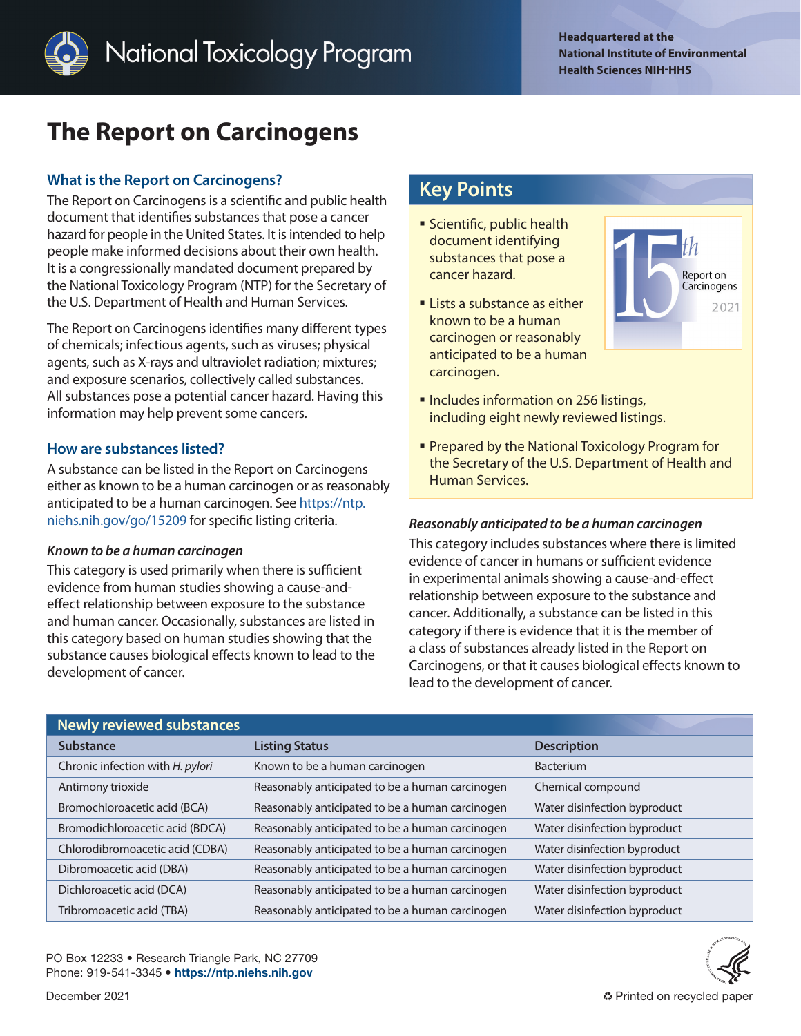# National Toxicology Program

**Headquartered at the National Institute of Environmental Health Sciences NIH-HHS**

# The Report on Carcinogens

## What is the Report on Carcinogens?

The Report on Carcinogens is a scientific and public health document that identifies substances that pose a cancer hazard for people in the United States. It is intended to help people make informed decisions about their own health. It is a congressionally mandated document prepared by the National Toxicology Program (NTP) for the Secretary of the U.S. Department of Health and Human Services.

The Report on Carcinogens identifies many different types of chemicals; infectious agents, such as viruses; physical agents, such as X-rays and ultraviolet radiation; mixtures; and exposure scenarios, collectively called substances. All substances pose a potential cancer hazard. Having this information may help prevent some cancers.

## How are substances listed?

A substance can be listed in the Report on Carcinogens either as known to be a human carcinogen or as reasonably anticipated to be a human carcinogen. See https://ntp.niehs.nih.gov/go/15209 for specific listing criteria.

### *Known to be a human carcinogen*

This category is used primarily when there is sufficient evidence from human studies showing a cause-and-effect relationship between exposure to the substance and human cancer. Occasionally, substances are listed in this category based on human studies showing that the substance causes biological effects known to lead to the development of cancer.

## Key Points

15th Report on Carcinogens 2021

- Scientific, public health document identifying substances that pose a cancer hazard.
- Lists a substance as either known to be a human carcinogen or reasonably anticipated to be a human carcinogen.
- Includes information on 256 listings, including eight newly reviewed listings.
- Prepared by the National Toxicology Program for the Secretary of the U.S. Department of Health and Human Services.

### *Reasonably anticipated to be a human carcinogen*

This category includes substances where there is limited evidence of cancer in humans or sufficient evidence in experimental animals showing a cause-and-effect relationship between exposure to the substance and cancer. Additionally, a substance can be listed in this category if there is evidence that it is the member of a class of substances already listed in the Report on Carcinogens, or that it causes biological effects known to lead to the development of cancer.

**Newly reviewed substances**

| Substance | Listing Status | Description |
|---|---|---|
| Chronic infection with *H. pylori* | Known to be a human carcinogen | Bacterium |
| Antimony trioxide | Reasonably anticipated to be a human carcinogen | Chemical compound |
| Bromochloroacetic acid (BCA) | Reasonably anticipated to be a human carcinogen | Water disinfection byproduct |
| Bromodichloroacetic acid (BDCA) | Reasonably anticipated to be a human carcinogen | Water disinfection byproduct |
| Chlorodibromoacetic acid (CDBA) | Reasonably anticipated to be a human carcinogen | Water disinfection byproduct |
| Dibromoacetic acid (DBA) | Reasonably anticipated to be a human carcinogen | Water disinfection byproduct |
| Dichloroacetic acid (DCA) | Reasonably anticipated to be a human carcinogen | Water disinfection byproduct |
| Tribromoacetic acid (TBA) | Reasonably anticipated to be a human carcinogen | Water disinfection byproduct |

PO Box 12233 • Research Triangle Park, NC 27709
Phone: 919-541-3345 • **https://ntp.niehs.nih.gov**

December 2021

Printed on recycled paper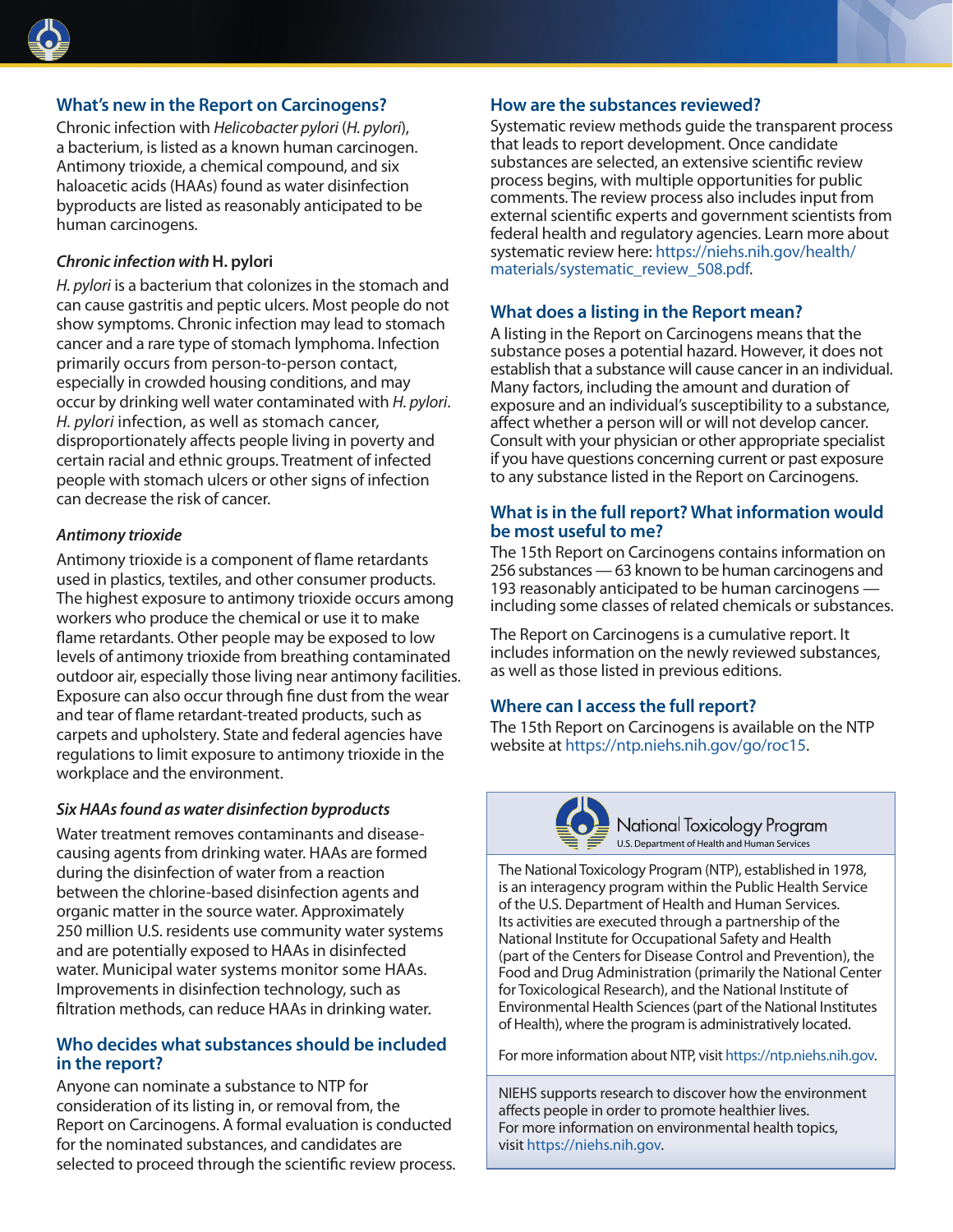## What's new in the Report on Carcinogens?

Chronic infection with *Helicobacter pylori* (*H. pylori*), a bacterium, is listed as a known human carcinogen. Antimony trioxide, a chemical compound, and six haloacetic acids (HAAs) found as water disinfection byproducts are listed as reasonably anticipated to be human carcinogens.

### *Chronic infection with* H. pylori

*H. pylori* is a bacterium that colonizes in the stomach and can cause gastritis and peptic ulcers. Most people do not show symptoms. Chronic infection may lead to stomach cancer and a rare type of stomach lymphoma. Infection primarily occurs from person-to-person contact, especially in crowded housing conditions, and may occur by drinking well water contaminated with *H. pylori*. *H. pylori* infection, as well as stomach cancer, disproportionately affects people living in poverty and certain racial and ethnic groups. Treatment of infected people with stomach ulcers or other signs of infection can decrease the risk of cancer.

### *Antimony trioxide*

Antimony trioxide is a component of flame retardants used in plastics, textiles, and other consumer products. The highest exposure to antimony trioxide occurs among workers who produce the chemical or use it to make flame retardants. Other people may be exposed to low levels of antimony trioxide from breathing contaminated outdoor air, especially those living near antimony facilities. Exposure can also occur through fine dust from the wear and tear of flame retardant-treated products, such as carpets and upholstery. State and federal agencies have regulations to limit exposure to antimony trioxide in the workplace and the environment.

### *Six HAAs found as water disinfection byproducts*

Water treatment removes contaminants and disease-causing agents from drinking water. HAAs are formed during the disinfection of water from a reaction between the chlorine-based disinfection agents and organic matter in the source water. Approximately 250 million U.S. residents use community water systems and are potentially exposed to HAAs in disinfected water. Municipal water systems monitor some HAAs. Improvements in disinfection technology, such as filtration methods, can reduce HAAs in drinking water.

## Who decides what substances should be included in the report?

Anyone can nominate a substance to NTP for consideration of its listing in, or removal from, the Report on Carcinogens. A formal evaluation is conducted for the nominated substances, and candidates are selected to proceed through the scientific review process.

## How are the substances reviewed?

Systematic review methods guide the transparent process that leads to report development. Once candidate substances are selected, an extensive scientific review process begins, with multiple opportunities for public comments. The review process also includes input from external scientific experts and government scientists from federal health and regulatory agencies. Learn more about systematic review here: https://niehs.nih.gov/health/materials/systematic_review_508.pdf.

## What does a listing in the Report mean?

A listing in the Report on Carcinogens means that the substance poses a potential hazard. However, it does not establish that a substance will cause cancer in an individual. Many factors, including the amount and duration of exposure and an individual's susceptibility to a substance, affect whether a person will or will not develop cancer. Consult with your physician or other appropriate specialist if you have questions concerning current or past exposure to any substance listed in the Report on Carcinogens.

## What is in the full report? What information would be most useful to me?

The 15th Report on Carcinogens contains information on 256 substances — 63 known to be human carcinogens and 193 reasonably anticipated to be human carcinogens — including some classes of related chemicals or substances.

The Report on Carcinogens is a cumulative report. It includes information on the newly reviewed substances, as well as those listed in previous editions.

## Where can I access the full report?

The 15th Report on Carcinogens is available on the NTP website at https://ntp.niehs.nih.gov/go/roc15.

---

**National Toxicology Program**
U.S. Department of Health and Human Services

The National Toxicology Program (NTP), established in 1978, is an interagency program within the Public Health Service of the U.S. Department of Health and Human Services. Its activities are executed through a partnership of the National Institute for Occupational Safety and Health (part of the Centers for Disease Control and Prevention), the Food and Drug Administration (primarily the National Center for Toxicological Research), and the National Institute of Environmental Health Sciences (part of the National Institutes of Health), where the program is administratively located.

For more information about NTP, visit https://ntp.niehs.nih.gov.

NIEHS supports research to discover how the environment affects people in order to promote healthier lives. For more information on environmental health topics, visit https://niehs.nih.gov.